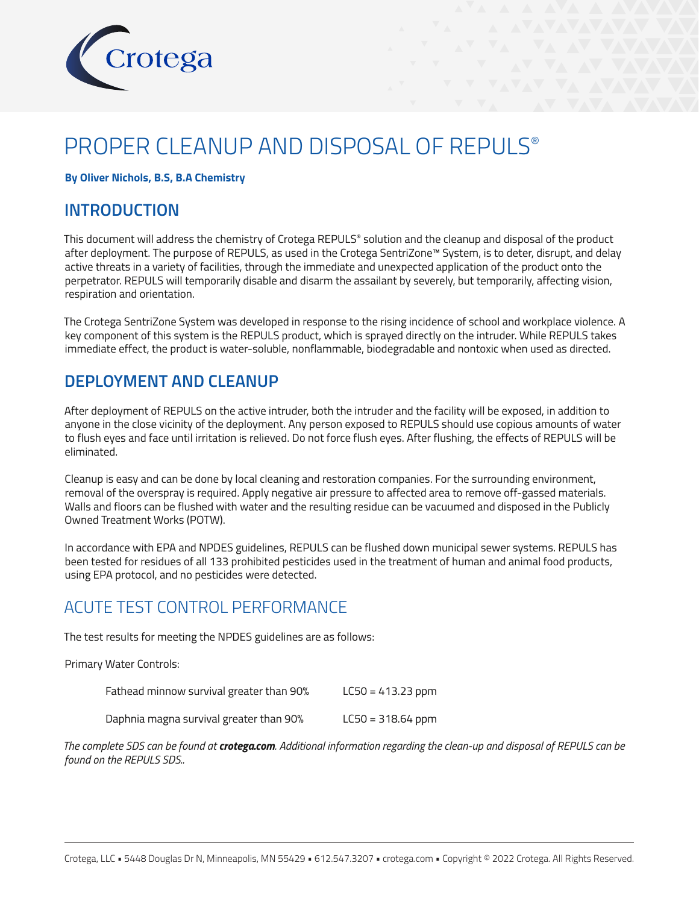Crotega

# PROPER CLEANUP AND DISPOSAL OF REPULS®

**By Oliver Nichols, B.S, B.A Chemistry**

## INTRODUCTION

This document will address the chemistry of Crotega REPULS® solution and the cleanup and disposal of the product after deployment. The purpose of REPULS, as used in the Crotega SentriZone™ System, is to deter, disrupt, and delay active threats in a variety of facilities, through the immediate and unexpected application of the product onto the perpetrator. REPULS will temporarily disable and disarm the assailant by severely, but temporarily, affecting vision, respiration and orientation.

The Crotega SentriZone System was developed in response to the rising incidence of school and workplace violence. A key component of this system is the REPULS product, which is sprayed directly on the intruder. While REPULS takes immediate effect, the product is water-soluble, nonflammable, biodegradable and nontoxic when used as directed.

## DEPLOYMENT AND CLEANUP

After deployment of REPULS on the active intruder, both the intruder and the facility will be exposed, in addition to anyone in the close vicinity of the deployment. Any person exposed to REPULS should use copious amounts of water to flush eyes and face until irritation is relieved. Do not force flush eyes. After flushing, the effects of REPULS will be eliminated.

Cleanup is easy and can be done by local cleaning and restoration companies. For the surrounding environment, removal of the overspray is required. Apply negative air pressure to affected area to remove off-gassed materials. Walls and floors can be flushed with water and the resulting residue can be vacuumed and disposed in the Publicly Owned Treatment Works (POTW).

In accordance with EPA and NPDES guidelines, REPULS can be flushed down municipal sewer systems. REPULS has been tested for residues of all 133 prohibited pesticides used in the treatment of human and animal food products, using EPA protocol, and no pesticides were detected.

## ACUTE TEST CONTROL PERFORMANCE

The test results for meeting the NPDES guidelines are as follows:

Primary Water Controls:

| | |
|---|---|
| Fathead minnow survival greater than 90% | LC50 = 413.23 ppm |
| Daphnia magna survival greater than 90% | LC50 = 318.64 ppm |

*The complete SDS can be found at **crotega.com**. Additional information regarding the clean-up and disposal of REPULS can be found on the REPULS SDS..*

Crotega, LLC • 5448 Douglas Dr N, Minneapolis, MN 55429 • 612.547.3207 • crotega.com • Copyright © 2022 Crotega. All Rights Reserved.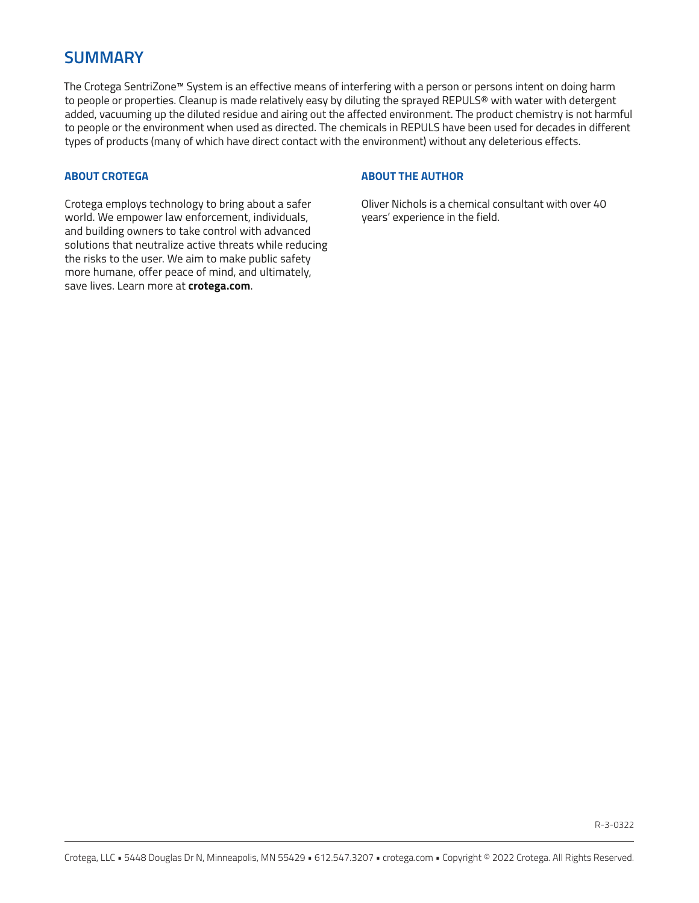## SUMMARY

The Crotega SentriZone™ System is an effective means of interfering with a person or persons intent on doing harm to people or properties. Cleanup is made relatively easy by diluting the sprayed REPULS® with water with detergent added, vacuuming up the diluted residue and airing out the affected environment. The product chemistry is not harmful to people or the environment when used as directed. The chemicals in REPULS have been used for decades in different types of products (many of which have direct contact with the environment) without any deleterious effects.

### ABOUT CROTEGA

Crotega employs technology to bring about a safer world. We empower law enforcement, individuals, and building owners to take control with advanced solutions that neutralize active threats while reducing the risks to the user. We aim to make public safety more humane, offer peace of mind, and ultimately, save lives. Learn more at **crotega.com**.

### ABOUT THE AUTHOR

Oliver Nichols is a chemical consultant with over 40 years' experience in the field.

R-3-0322

Crotega, LLC ▪ 5448 Douglas Dr N, Minneapolis, MN 55429 ▪ 612.547.3207 ▪ crotega.com ▪ Copyright © 2022 Crotega. All Rights Reserved.